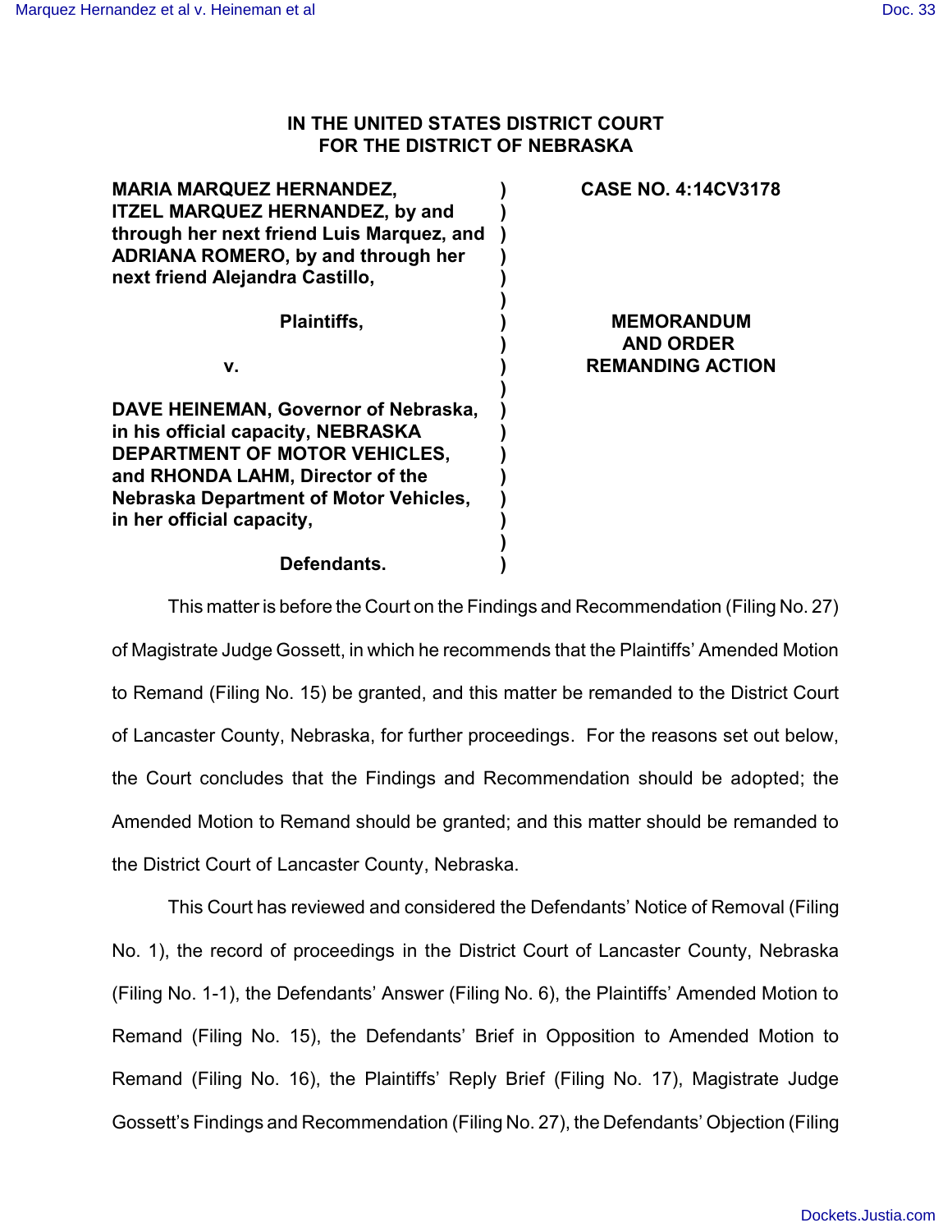# IN THE UNITED STATES DISTRICT COURT FOR THE DISTRICT OF NEBRASKA

**MARIA MARQUEZ HERNANDEZ, ITZEL MARQUEZ HERNANDEZ, by and through her next friend Luis Marquez, and ADRIANA ROMERO, by and through her next friend Alejandra Castillo,**

**Plaintiffs,**

**v.**

**DAVE HEINEMAN, Governor of Nebraska, in his official capacity, NEBRASKA DEPARTMENT OF MOTOR VEHICLES, and RHONDA LAHM, Director of the Nebraska Department of Motor Vehicles, in her official capacity,**

**Defendants.**

**CASE NO. 4:14CV3178**

**MEMORANDUM AND ORDER REMANDING ACTION**

This matter is before the Court on the Findings and Recommendation (Filing No. 27) of Magistrate Judge Gossett, in which he recommends that the Plaintiffs' Amended Motion to Remand (Filing No. 15) be granted, and this matter be remanded to the District Court of Lancaster County, Nebraska, for further proceedings. For the reasons set out below, the Court concludes that the Findings and Recommendation should be adopted; the Amended Motion to Remand should be granted; and this matter should be remanded to the District Court of Lancaster County, Nebraska.

This Court has reviewed and considered the Defendants' Notice of Removal (Filing No. 1), the record of proceedings in the District Court of Lancaster County, Nebraska (Filing No. 1-1), the Defendants' Answer (Filing No. 6), the Plaintiffs' Amended Motion to Remand (Filing No. 15), the Defendants' Brief in Opposition to Amended Motion to Remand (Filing No. 16), the Plaintiffs' Reply Brief (Filing No. 17), Magistrate Judge Gossett's Findings and Recommendation (Filing No. 27), the Defendants' Objection (Filing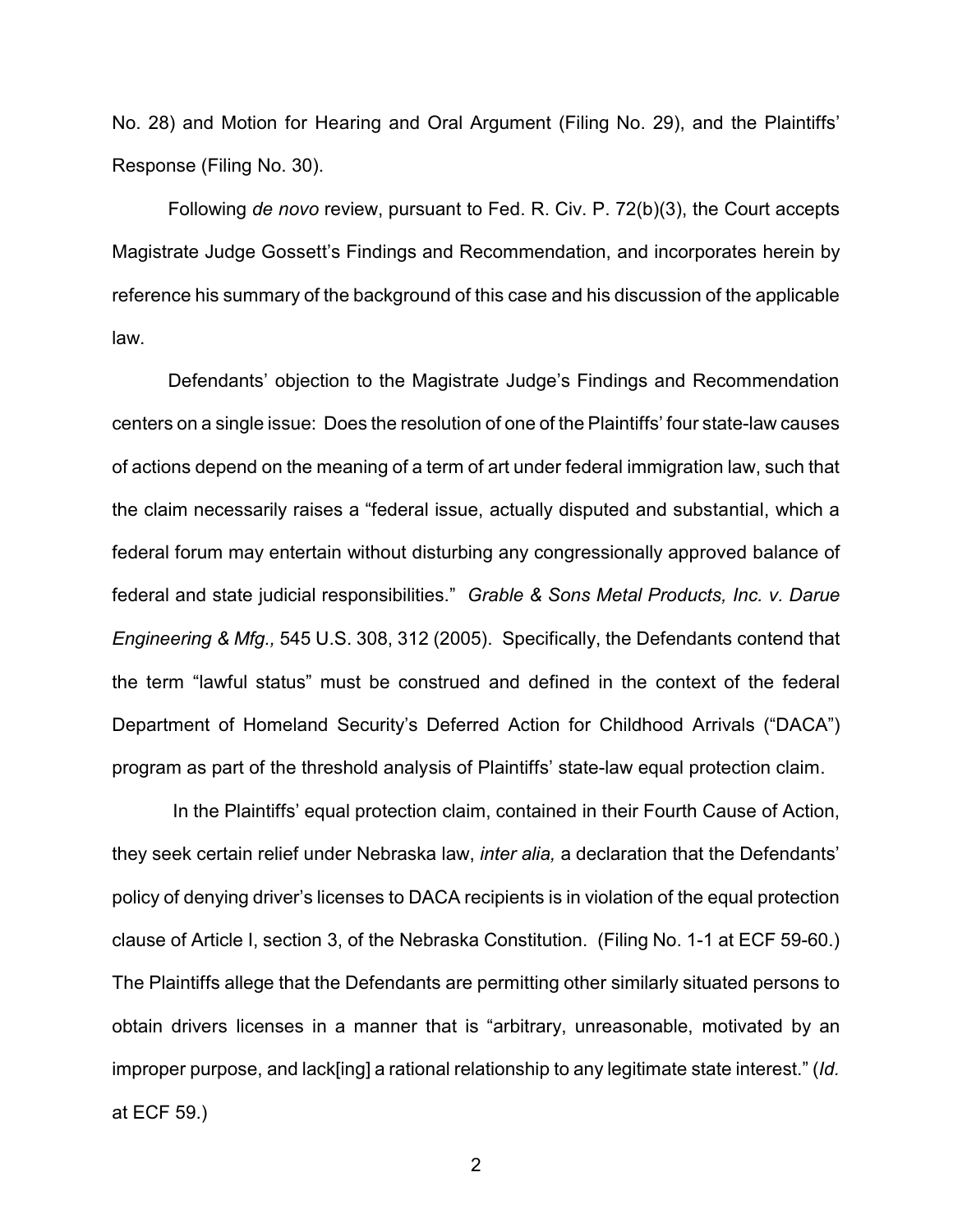No. 28) and Motion for Hearing and Oral Argument (Filing No. 29), and the Plaintiffs' Response (Filing No. 30).

Following *de novo* review, pursuant to Fed. R. Civ. P. 72(b)(3), the Court accepts Magistrate Judge Gossett's Findings and Recommendation, and incorporates herein by reference his summary of the background of this case and his discussion of the applicable law.

Defendants' objection to the Magistrate Judge's Findings and Recommendation centers on a single issue: Does the resolution of one of the Plaintiffs' four state-law causes of actions depend on the meaning of a term of art under federal immigration law, such that the claim necessarily raises a "federal issue, actually disputed and substantial, which a federal forum may entertain without disturbing any congressionally approved balance of federal and state judicial responsibilities." *Grable & Sons Metal Products, Inc. v. Darue Engineering & Mfg.,* 545 U.S. 308, 312 (2005). Specifically, the Defendants contend that the term "lawful status" must be construed and defined in the context of the federal Department of Homeland Security's Deferred Action for Childhood Arrivals ("DACA") program as part of the threshold analysis of Plaintiffs' state-law equal protection claim.

In the Plaintiffs' equal protection claim, contained in their Fourth Cause of Action, they seek certain relief under Nebraska law, *inter alia,* a declaration that the Defendants' policy of denying driver's licenses to DACA recipients is in violation of the equal protection clause of Article I, section 3, of the Nebraska Constitution. (Filing No. 1-1 at ECF 59-60.) The Plaintiffs allege that the Defendants are permitting other similarly situated persons to obtain drivers licenses in a manner that is "arbitrary, unreasonable, motivated by an improper purpose, and lack[ing] a rational relationship to any legitimate state interest." (*Id.* at ECF 59.)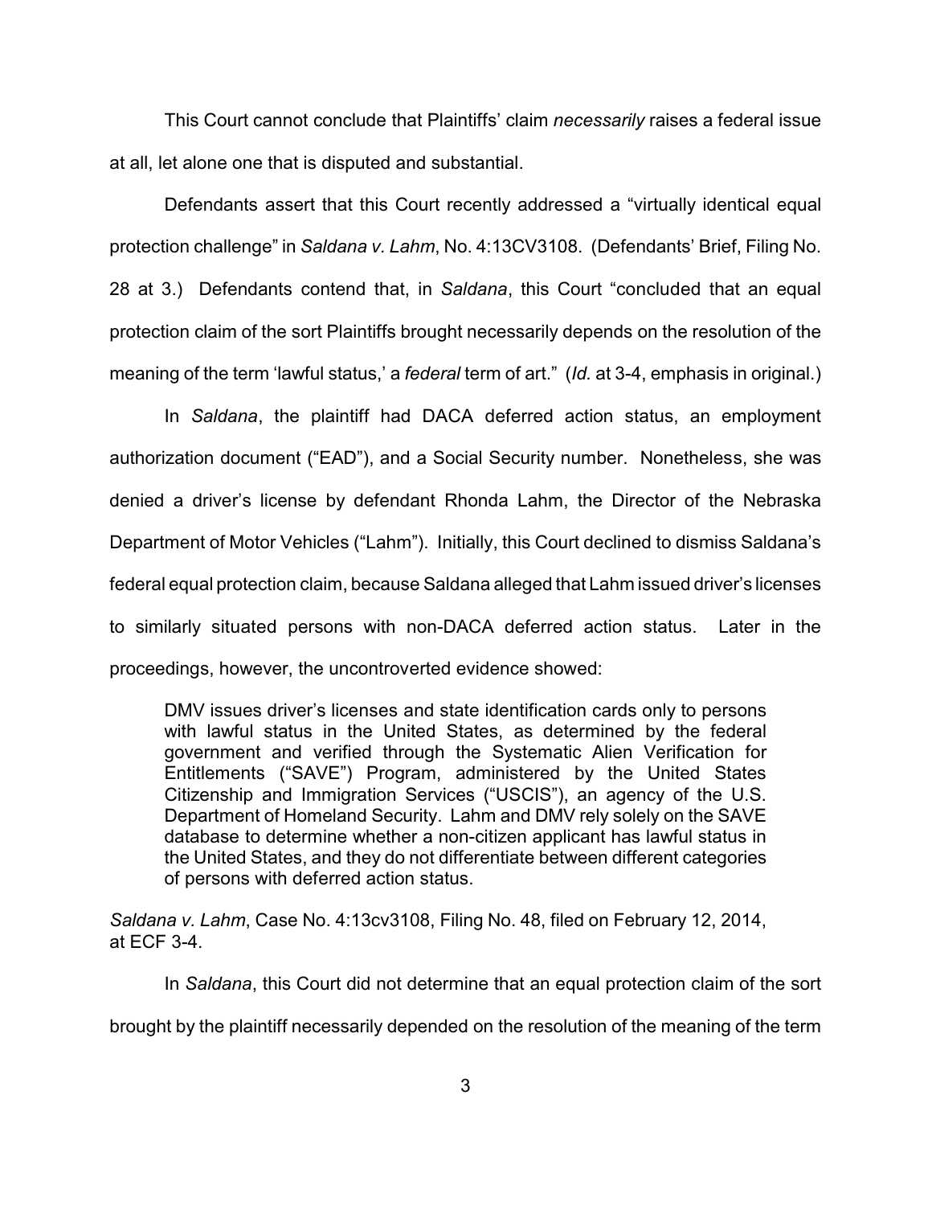This Court cannot conclude that Plaintiffs' claim *necessarily* raises a federal issue at all, let alone one that is disputed and substantial.

Defendants assert that this Court recently addressed a "virtually identical equal protection challenge" in *Saldana v. Lahm*, No. 4:13CV3108. (Defendants' Brief, Filing No. 28 at 3.) Defendants contend that, in *Saldana*, this Court "concluded that an equal protection claim of the sort Plaintiffs brought necessarily depends on the resolution of the meaning of the term 'lawful status,' a *federal* term of art." (*Id.* at 3-4, emphasis in original.)

In *Saldana*, the plaintiff had DACA deferred action status, an employment authorization document ("EAD"), and a Social Security number. Nonetheless, she was denied a driver's license by defendant Rhonda Lahm, the Director of the Nebraska Department of Motor Vehicles ("Lahm"). Initially, this Court declined to dismiss Saldana's federal equal protection claim, because Saldana alleged that Lahm issued driver's licenses to similarly situated persons with non-DACA deferred action status. Later in the proceedings, however, the uncontroverted evidence showed:

> DMV issues driver's licenses and state identification cards only to persons with lawful status in the United States, as determined by the federal government and verified through the Systematic Alien Verification for Entitlements ("SAVE") Program, administered by the United States Citizenship and Immigration Services ("USCIS"), an agency of the U.S. Department of Homeland Security. Lahm and DMV rely solely on the SAVE database to determine whether a non-citizen applicant has lawful status in the United States, and they do not differentiate between different categories of persons with deferred action status.

*Saldana v. Lahm*, Case No. 4:13cv3108, Filing No. 48, filed on February 12, 2014, at ECF 3-4.

In *Saldana*, this Court did not determine that an equal protection claim of the sort brought by the plaintiff necessarily depended on the resolution of the meaning of the term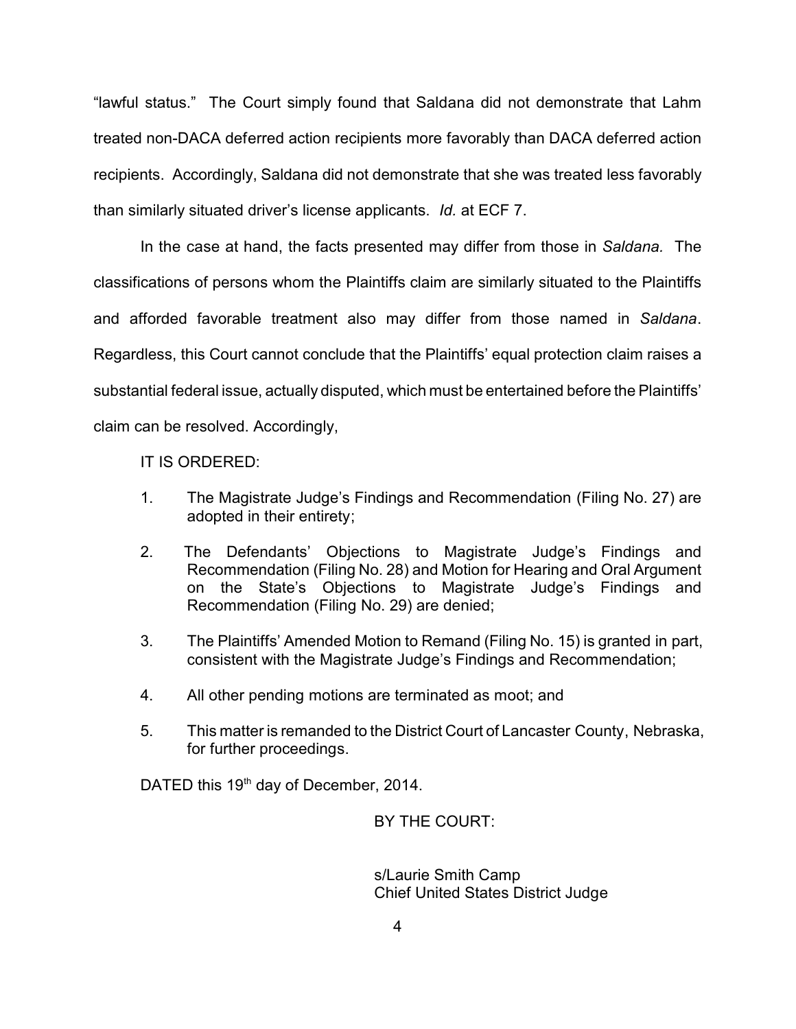"lawful status." The Court simply found that Saldana did not demonstrate that Lahm treated non-DACA deferred action recipients more favorably than DACA deferred action recipients. Accordingly, Saldana did not demonstrate that she was treated less favorably than similarly situated driver's license applicants. *Id.* at ECF 7.

In the case at hand, the facts presented may differ from those in *Saldana.* The classifications of persons whom the Plaintiffs claim are similarly situated to the Plaintiffs and afforded favorable treatment also may differ from those named in *Saldana*. Regardless, this Court cannot conclude that the Plaintiffs' equal protection claim raises a substantial federal issue, actually disputed, which must be entertained before the Plaintiffs' claim can be resolved. Accordingly,

IT IS ORDERED:

1. The Magistrate Judge's Findings and Recommendation (Filing No. 27) are adopted in their entirety;
2. The Defendants' Objections to Magistrate Judge's Findings and Recommendation (Filing No. 28) and Motion for Hearing and Oral Argument on the State's Objections to Magistrate Judge's Findings and Recommendation (Filing No. 29) are denied;
3. The Plaintiffs' Amended Motion to Remand (Filing No. 15) is granted in part, consistent with the Magistrate Judge's Findings and Recommendation;
4. All other pending motions are terminated as moot; and
5. This matter is remanded to the District Court of Lancaster County, Nebraska, for further proceedings.

DATED this 19th day of December, 2014.

BY THE COURT:

s/Laurie Smith Camp
Chief United States District Judge